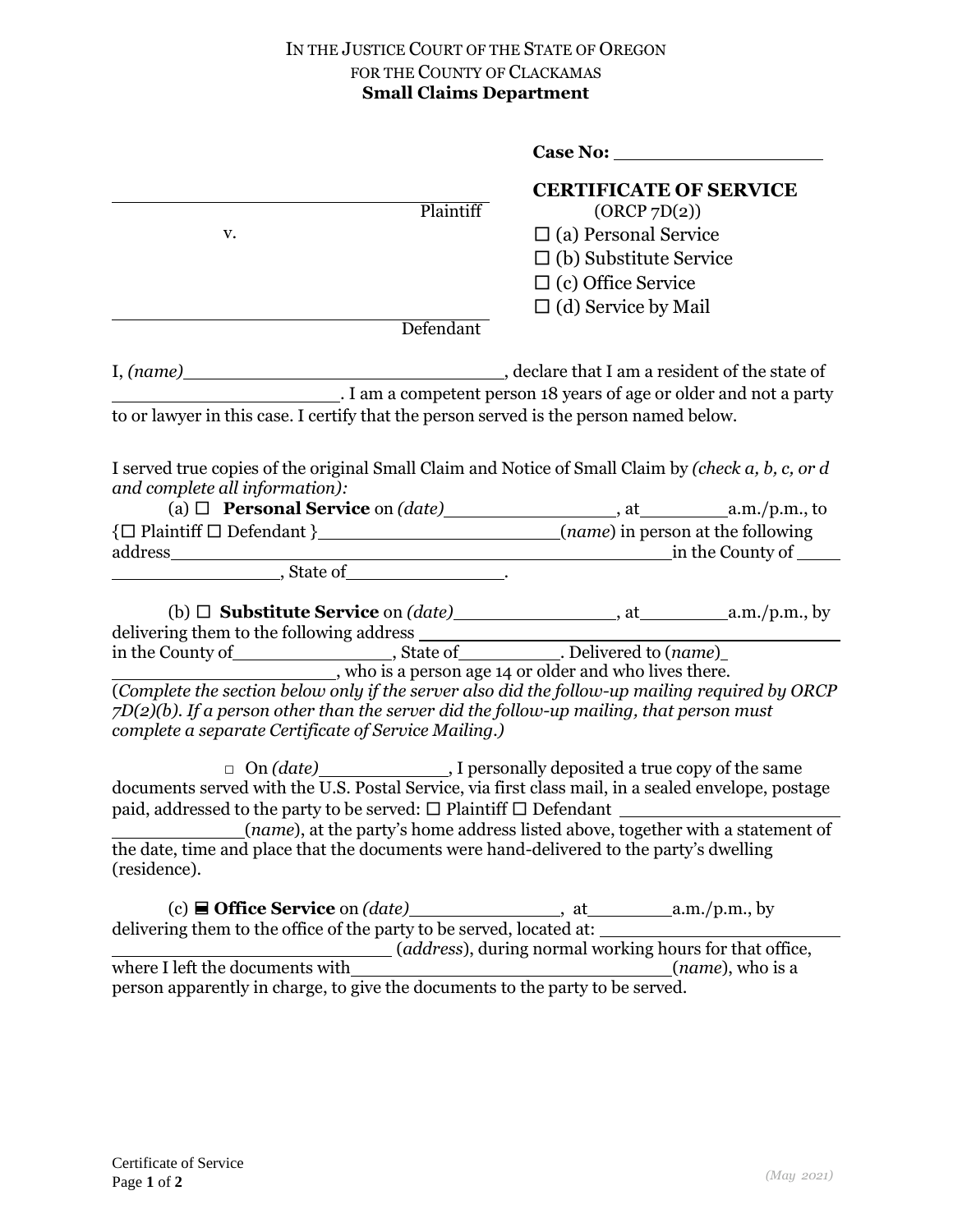IN THE JUSTICE COURT OF THE STATE OF OREGON
FOR THE COUNTY OF CLACKAMAS
**Small Claims Department**

**Case No:** ____________________

**CERTIFICATE OF SERVICE**
(ORCP 7D(2))

☐ (a) Personal Service
☐ (b) Substitute Service
☐ (c) Office Service
☐ (d) Service by Mail

______________________________________
Plaintiff

v.

______________________________________
Defendant

I, *(name)*________________________________, declare that I am a resident of the state of ________________________. I am a competent person 18 years of age or older and not a party to or lawyer in this case. I certify that the person served is the person named below.

I served true copies of the original Small Claim and Notice of Small Claim by *(check a, b, c, or d and complete all information):*

(a) ☐ **Personal Service** on *(date)*_________________, at_________a.m./p.m., to {☐ Plaintiff ☐ Defendant }________________________(*name*) in person at the following address__________________________________________________in the County of ________________________, State of________________.

(b) ☐ **Substitute Service** on *(date)*________________, at_________a.m./p.m., by delivering them to the following address ____________________________________ in the County of________________, State of__________. Delivered to (*name*)_ ______________________, who is a person age 14 or older and who lives there.

(*Complete the section below only if the server also did the follow-up mailing required by ORCP 7D(2)(b). If a person other than the server did the follow-up mailing, that person must complete a separate Certificate of Service Mailing.*)

☐ On *(date)*_____________, I personally deposited a true copy of the same documents served with the U.S. Postal Service, via first class mail, in a sealed envelope, postage paid, addressed to the party to be served: ☐ Plaintiff ☐ Defendant _________________________ (*name*), at the party's home address listed above, together with a statement of the date, time and place that the documents were hand-delivered to the party's dwelling (residence).

(c) ☐ **Office Service** on *(date)*_______________, at_________a.m./p.m., by delivering them to the office of the party to be served, located at: ___________________________ ________________________ (*address*), during normal working hours for that office, where I left the documents with________________________________(*name*), who is a person apparently in charge, to give the documents to the party to be served.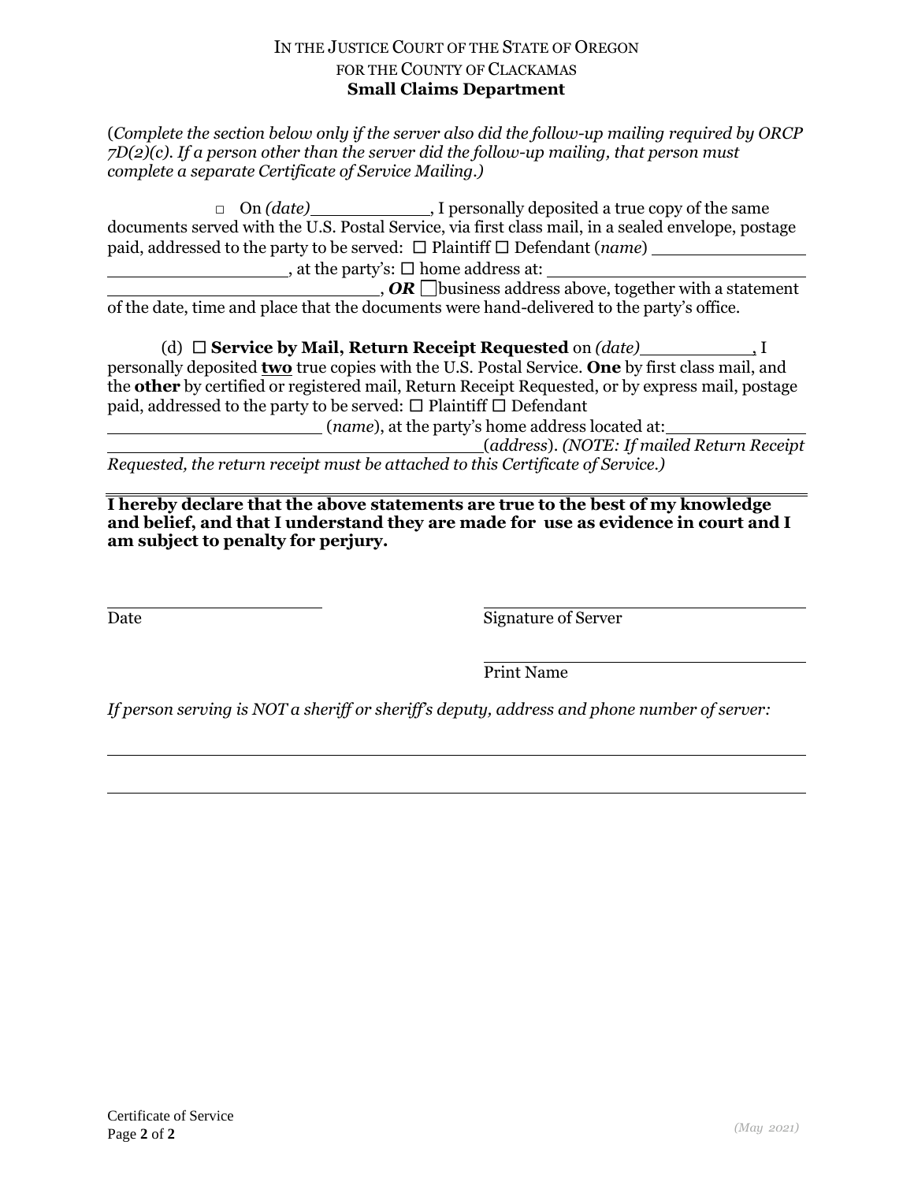IN THE JUSTICE COURT OF THE STATE OF OREGON
FOR THE COUNTY OF CLACKAMAS
**Small Claims Department**

(*Complete the section below only if the server also did the follow-up mailing required by ORCP 7D(2)(c). If a person other than the server did the follow-up mailing, that person must complete a separate Certificate of Service Mailing.*)

□ On *(date)*\_\_\_\_\_\_\_\_\_\_\_\_, I personally deposited a true copy of the same documents served with the U.S. Postal Service, via first class mail, in a sealed envelope, postage paid, addressed to the party to be served: ☐ Plaintiff ☐ Defendant (*name*) \_\_\_\_\_\_\_\_\_\_\_\_\_\_\_\_\_\_\_\_\_\_\_\_\_\_\_\_\_\_\_\_, at the party's: ☐ home address at: \_\_\_\_\_\_\_\_\_\_\_\_\_\_\_\_\_\_\_\_\_\_\_\_\_\_\_\_\_\_\_\_\_\_\_\_\_\_\_\_\_\_\_\_\_\_\_\_\_\_\_\_\_\_\_, ***OR*** ☐ business address above, together with a statement of the date, time and place that the documents were hand-delivered to the party's office.

(d) ☐ **Service by Mail, Return Receipt Requested** on *(date)*\_\_\_\_\_\_\_\_\_\_\_\_, I personally deposited **two** true copies with the U.S. Postal Service. **One** by first class mail, and the **other** by certified or registered mail, Return Receipt Requested, or by express mail, postage paid, addressed to the party to be served: ☐ Plaintiff ☐ Defendant \_\_\_\_\_\_\_\_\_\_\_\_\_\_\_\_\_\_\_\_\_\_ (*name*), at the party's home address located at:\_\_\_\_\_\_\_\_\_\_\_\_\_\_\_\_\_\_\_\_\_\_\_\_\_\_\_\_\_\_\_\_\_\_\_\_\_\_\_\_\_\_\_\_\_\_\_\_\_\_\_\_\_\_\_(*address*). *(NOTE: If mailed Return Receipt Requested, the return receipt must be attached to this Certificate of Service.)*

---

**I hereby declare that the above statements are true to the best of my knowledge and belief, and that I understand they are made for use as evidence in court and I am subject to penalty for perjury.**

\_\_\_\_\_\_\_\_\_\_\_\_\_\_\_\_\_\_\_\_\_\_
Date

\_\_\_\_\_\_\_\_\_\_\_\_\_\_\_\_\_\_\_\_\_\_\_\_\_\_\_\_\_\_\_\_\_
Signature of Server

\_\_\_\_\_\_\_\_\_\_\_\_\_\_\_\_\_\_\_\_\_\_\_\_\_\_\_\_\_\_\_\_\_
Print Name

*If person serving is NOT a sheriff or sheriff's deputy, address and phone number of server:*

\_\_\_\_\_\_\_\_\_\_\_\_\_\_\_\_\_\_\_\_\_\_\_\_\_\_\_\_\_\_\_\_\_\_\_\_\_\_\_\_\_\_\_\_\_\_\_\_\_\_\_\_\_\_\_\_\_\_\_\_\_\_\_\_\_\_\_\_\_\_

\_\_\_\_\_\_\_\_\_\_\_\_\_\_\_\_\_\_\_\_\_\_\_\_\_\_\_\_\_\_\_\_\_\_\_\_\_\_\_\_\_\_\_\_\_\_\_\_\_\_\_\_\_\_\_\_\_\_\_\_\_\_\_\_\_\_\_\_\_\_

Certificate of Service

*(May 2021)*